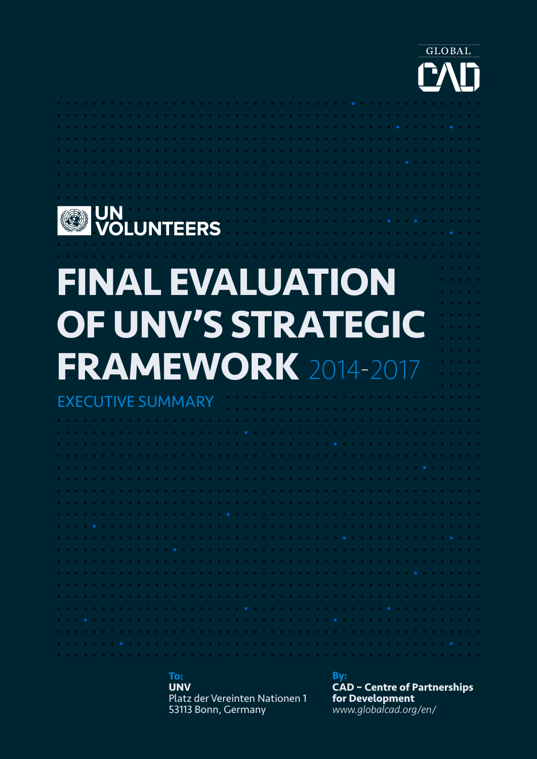GLOBAL CAD

UN VOLUNTEERS

# FINAL EVALUATION OF UNV'S STRATEGIC FRAMEWORK 2014-2017

## EXECUTIVE SUMMARY

**To:**
**UNV**
Platz der Vereinten Nationen 1
53113 Bonn, Germany

**By:**
**CAD – Centre of Partnerships for Development**
*www.globalcad.org/en/*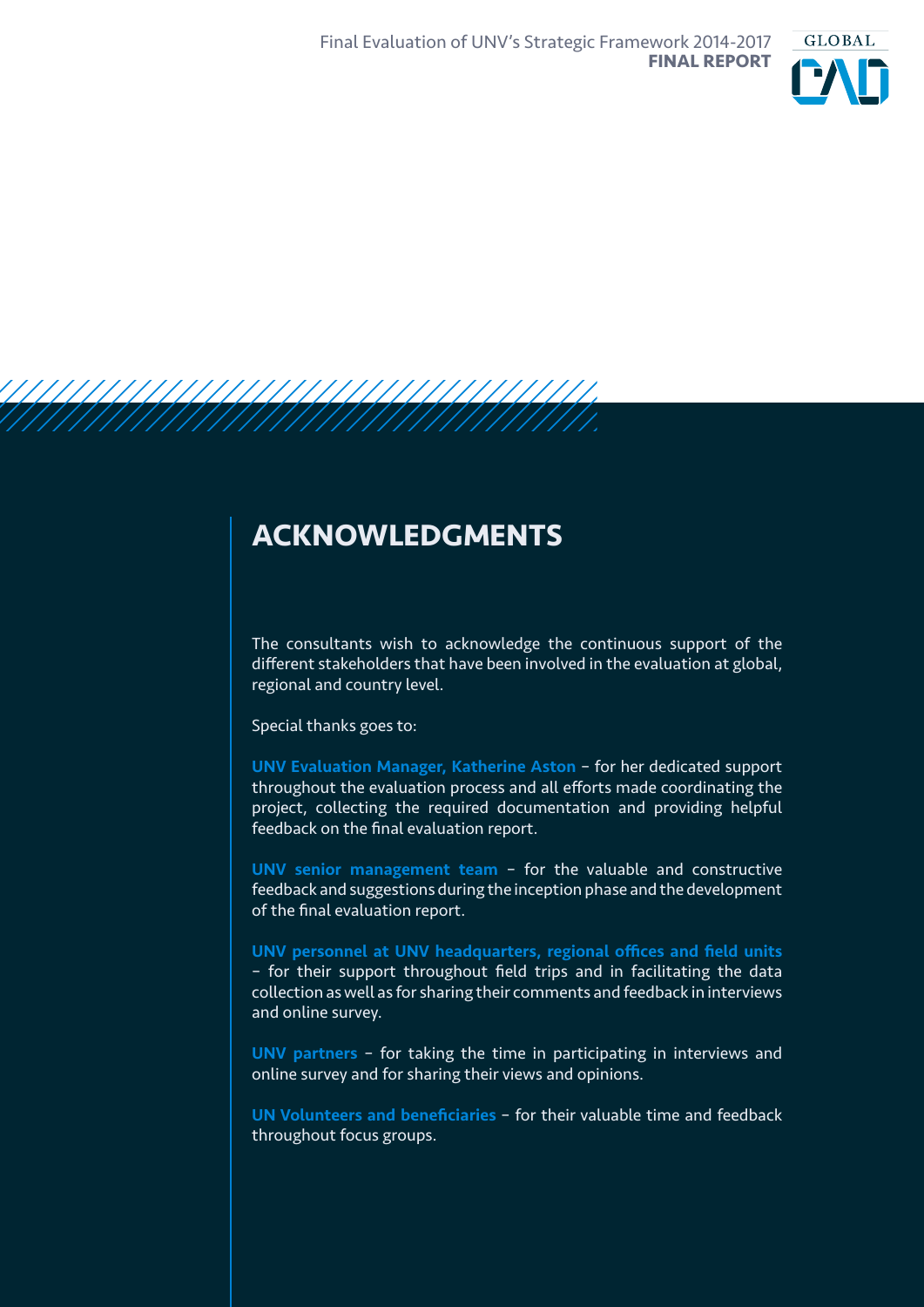# ACKNOWLEDGMENTS

The consultants wish to acknowledge the continuous support of the different stakeholders that have been involved in the evaluation at global, regional and country level.

Special thanks goes to:

**UNV Evaluation Manager, Katherine Aston** – for her dedicated support throughout the evaluation process and all efforts made coordinating the project, collecting the required documentation and providing helpful feedback on the final evaluation report.

**UNV senior management team** – for the valuable and constructive feedback and suggestions during the inception phase and the development of the final evaluation report.

**UNV personnel at UNV headquarters, regional offices and field units** – for their support throughout field trips and in facilitating the data collection as well as for sharing their comments and feedback in interviews and online survey.

**UNV partners** – for taking the time in participating in interviews and online survey and for sharing their views and opinions.

**UN Volunteers and beneficiaries** – for their valuable time and feedback throughout focus groups.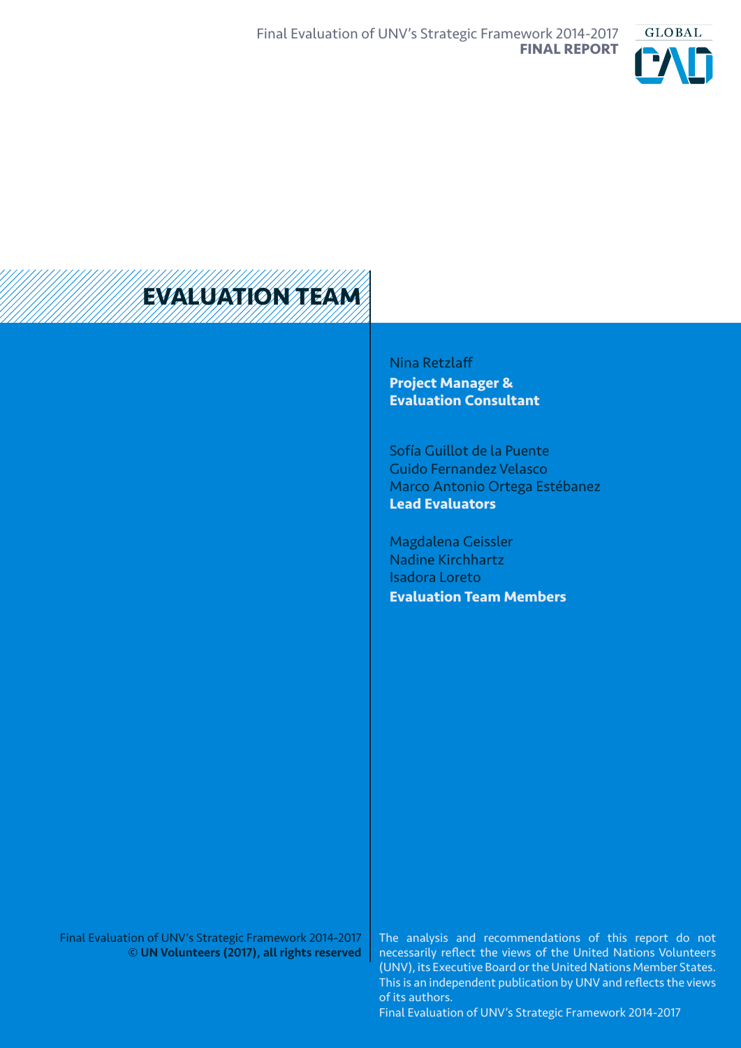# EVALUATION TEAM

Nina Retzlaff
**Project Manager & Evaluation Consultant**

Sofía Guillot de la Puente
Guido Fernandez Velasco
Marco Antonio Ortega Estébanez
**Lead Evaluators**

Magdalena Geissler
Nadine Kirchhartz
Isadora Loreto
**Evaluation Team Members**

Final Evaluation of UNV's Strategic Framework 2014-2017
**© UN Volunteers (2017), all rights reserved**

The analysis and recommendations of this report do not necessarily reflect the views of the United Nations Volunteers (UNV), its Executive Board or the United Nations Member States. This is an independent publication by UNV and reflects the views of its authors.
Final Evaluation of UNV's Strategic Framework 2014-2017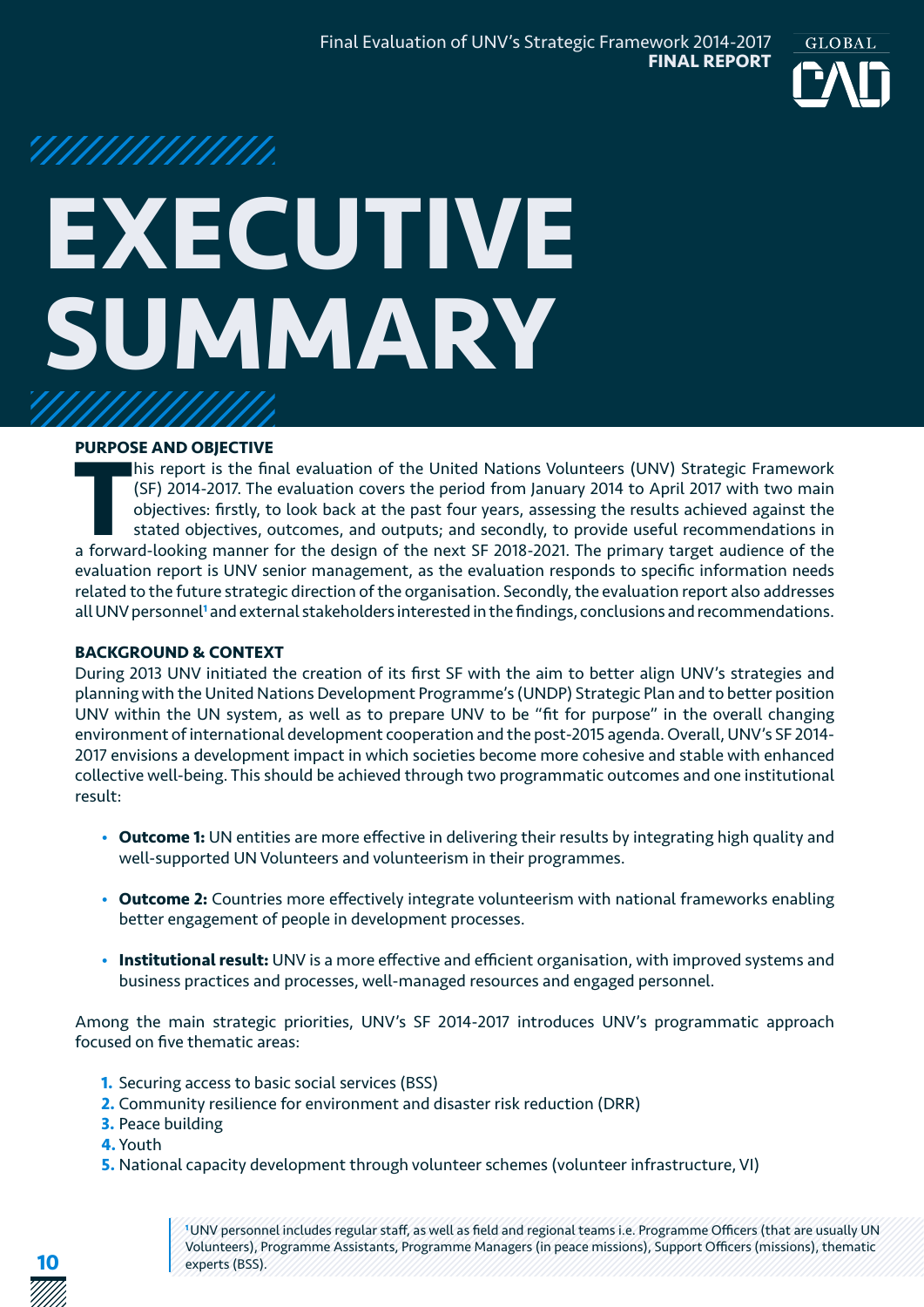# EXECUTIVE SUMMARY

## PURPOSE AND OBJECTIVE

This report is the final evaluation of the United Nations Volunteers (UNV) Strategic Framework (SF) 2014-2017. The evaluation covers the period from January 2014 to April 2017 with two main objectives: firstly, to look back at the past four years, assessing the results achieved against the stated objectives, outcomes, and outputs; and secondly, to provide useful recommendations in a forward-looking manner for the design of the next SF 2018-2021. The primary target audience of the evaluation report is UNV senior management, as the evaluation responds to specific information needs related to the future strategic direction of the organisation. Secondly, the evaluation report also addresses all UNV personnel[1] and external stakeholders interested in the findings, conclusions and recommendations.

## BACKGROUND & CONTEXT

During 2013 UNV initiated the creation of its first SF with the aim to better align UNV's strategies and planning with the United Nations Development Programme's (UNDP) Strategic Plan and to better position UNV within the UN system, as well as to prepare UNV to be "fit for purpose" in the overall changing environment of international development cooperation and the post-2015 agenda. Overall, UNV's SF 2014-2017 envisions a development impact in which societies become more cohesive and stable with enhanced collective well-being. This should be achieved through two programmatic outcomes and one institutional result:

- **Outcome 1:** UN entities are more effective in delivering their results by integrating high quality and well-supported UN Volunteers and volunteerism in their programmes.
- **Outcome 2:** Countries more effectively integrate volunteerism with national frameworks enabling better engagement of people in development processes.
- **Institutional result:** UNV is a more effective and efficient organisation, with improved systems and business practices and processes, well-managed resources and engaged personnel.

Among the main strategic priorities, UNV's SF 2014-2017 introduces UNV's programmatic approach focused on five thematic areas:

1. Securing access to basic social services (BSS)
2. Community resilience for environment and disaster risk reduction (DRR)
3. Peace building
4. Youth
5. National capacity development through volunteer schemes (volunteer infrastructure, VI)

[1] UNV personnel includes regular staff, as well as field and regional teams i.e. Programme Officers (that are usually UN Volunteers), Programme Assistants, Programme Managers (in peace missions), Support Officers (missions), thematic experts (BSS).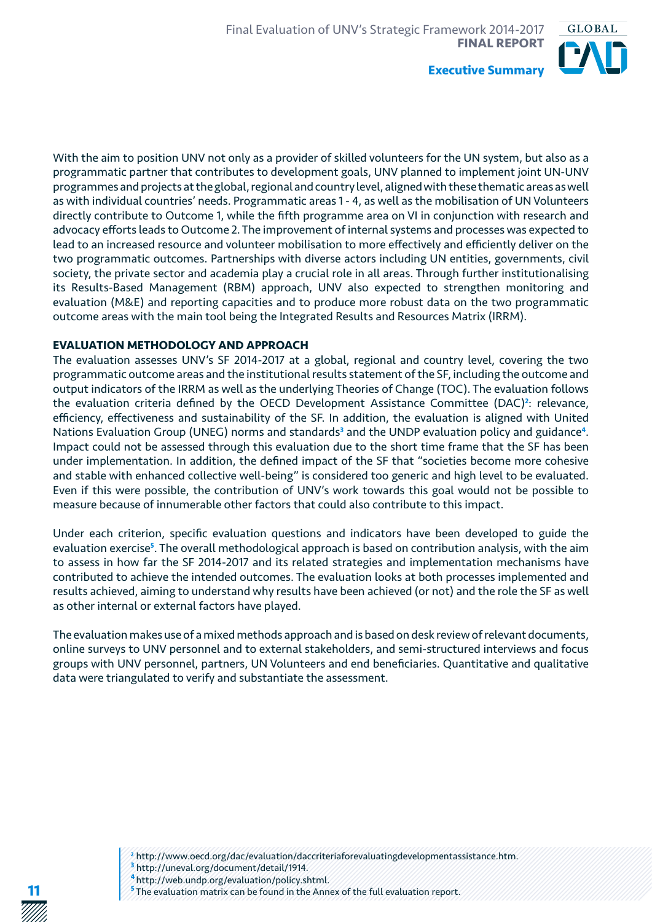With the aim to position UNV not only as a provider of skilled volunteers for the UN system, but also as a programmatic partner that contributes to development goals, UNV planned to implement joint UN-UNV programmes and projects at the global, regional and country level, aligned with these thematic areas as well as with individual countries' needs. Programmatic areas 1 - 4, as well as the mobilisation of UN Volunteers directly contribute to Outcome 1, while the fifth programme area on VI in conjunction with research and advocacy efforts leads to Outcome 2. The improvement of internal systems and processes was expected to lead to an increased resource and volunteer mobilisation to more effectively and efficiently deliver on the two programmatic outcomes. Partnerships with diverse actors including UN entities, governments, civil society, the private sector and academia play a crucial role in all areas. Through further institutionalising its Results-Based Management (RBM) approach, UNV also expected to strengthen monitoring and evaluation (M&E) and reporting capacities and to produce more robust data on the two programmatic outcome areas with the main tool being the Integrated Results and Resources Matrix (IRRM).

## EVALUATION METHODOLOGY AND APPROACH

The evaluation assesses UNV's SF 2014-2017 at a global, regional and country level, covering the two programmatic outcome areas and the institutional results statement of the SF, including the outcome and output indicators of the IRRM as well as the underlying Theories of Change (TOC). The evaluation follows the evaluation criteria defined by the OECD Development Assistance Committee (DAC)[2]: relevance, efficiency, effectiveness and sustainability of the SF. In addition, the evaluation is aligned with United Nations Evaluation Group (UNEG) norms and standards[3] and the UNDP evaluation policy and guidance[4]. Impact could not be assessed through this evaluation due to the short time frame that the SF has been under implementation. In addition, the defined impact of the SF that "societies become more cohesive and stable with enhanced collective well-being" is considered too generic and high level to be evaluated. Even if this were possible, the contribution of UNV's work towards this goal would not be possible to measure because of innumerable other factors that could also contribute to this impact.

Under each criterion, specific evaluation questions and indicators have been developed to guide the evaluation exercise[5]. The overall methodological approach is based on contribution analysis, with the aim to assess in how far the SF 2014-2017 and its related strategies and implementation mechanisms have contributed to achieve the intended outcomes. The evaluation looks at both processes implemented and results achieved, aiming to understand why results have been achieved (or not) and the role the SF as well as other internal or external factors have played.

The evaluation makes use of a mixed methods approach and is based on desk review of relevant documents, online surveys to UNV personnel and to external stakeholders, and semi-structured interviews and focus groups with UNV personnel, partners, UN Volunteers and end beneficiaries. Quantitative and qualitative data were triangulated to verify and substantiate the assessment.

[2] http://www.oecd.org/dac/evaluation/daccriteriaforevaluatingdevelopmentassistance.htm.
[3] http://uneval.org/document/detail/1914.
[4] http://web.undp.org/evaluation/policy.shtml.
[5] The evaluation matrix can be found in the Annex of the full evaluation report.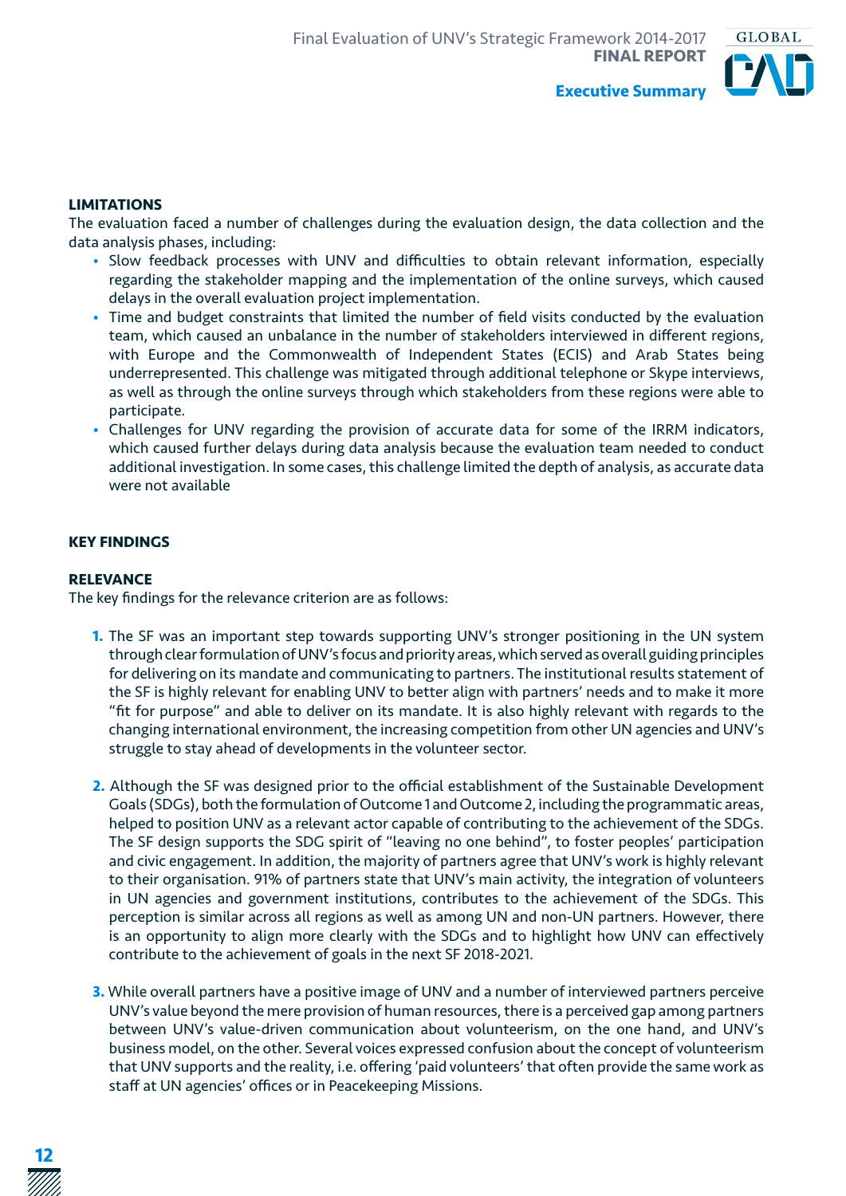## LIMITATIONS

The evaluation faced a number of challenges during the evaluation design, the data collection and the data analysis phases, including:

- Slow feedback processes with UNV and difficulties to obtain relevant information, especially regarding the stakeholder mapping and the implementation of the online surveys, which caused delays in the overall evaluation project implementation.
- Time and budget constraints that limited the number of field visits conducted by the evaluation team, which caused an unbalance in the number of stakeholders interviewed in different regions, with Europe and the Commonwealth of Independent States (ECIS) and Arab States being underrepresented. This challenge was mitigated through additional telephone or Skype interviews, as well as through the online surveys through which stakeholders from these regions were able to participate.
- Challenges for UNV regarding the provision of accurate data for some of the IRRM indicators, which caused further delays during data analysis because the evaluation team needed to conduct additional investigation. In some cases, this challenge limited the depth of analysis, as accurate data were not available

## KEY FINDINGS

### RELEVANCE

The key findings for the relevance criterion are as follows:

1. The SF was an important step towards supporting UNV's stronger positioning in the UN system through clear formulation of UNV's focus and priority areas, which served as overall guiding principles for delivering on its mandate and communicating to partners. The institutional results statement of the SF is highly relevant for enabling UNV to better align with partners' needs and to make it more "fit for purpose" and able to deliver on its mandate. It is also highly relevant with regards to the changing international environment, the increasing competition from other UN agencies and UNV's struggle to stay ahead of developments in the volunteer sector.

2. Although the SF was designed prior to the official establishment of the Sustainable Development Goals (SDGs), both the formulation of Outcome 1 and Outcome 2, including the programmatic areas, helped to position UNV as a relevant actor capable of contributing to the achievement of the SDGs. The SF design supports the SDG spirit of "leaving no one behind", to foster peoples' participation and civic engagement. In addition, the majority of partners agree that UNV's work is highly relevant to their organisation. 91% of partners state that UNV's main activity, the integration of volunteers in UN agencies and government institutions, contributes to the achievement of the SDGs. This perception is similar across all regions as well as among UN and non-UN partners. However, there is an opportunity to align more clearly with the SDGs and to highlight how UNV can effectively contribute to the achievement of goals in the next SF 2018-2021.

3. While overall partners have a positive image of UNV and a number of interviewed partners perceive UNV's value beyond the mere provision of human resources, there is a perceived gap among partners between UNV's value-driven communication about volunteerism, on the one hand, and UNV's business model, on the other. Several voices expressed confusion about the concept of volunteerism that UNV supports and the reality, i.e. offering 'paid volunteers' that often provide the same work as staff at UN agencies' offices or in Peacekeeping Missions.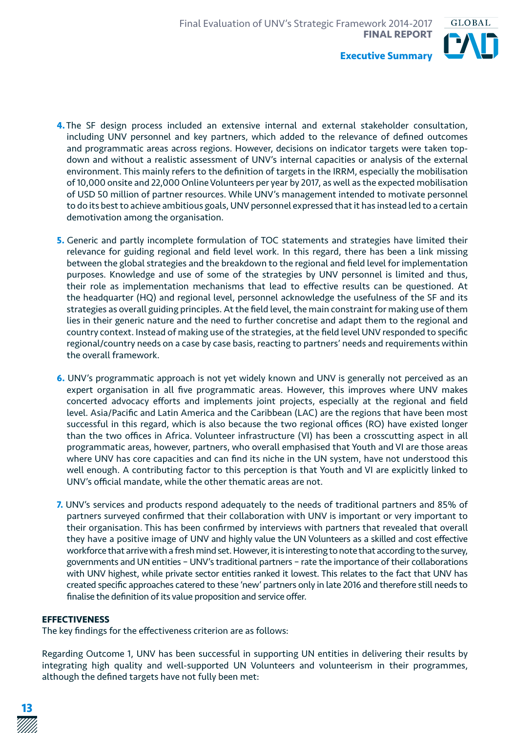4. The SF design process included an extensive internal and external stakeholder consultation, including UNV personnel and key partners, which added to the relevance of defined outcomes and programmatic areas across regions. However, decisions on indicator targets were taken top-down and without a realistic assessment of UNV's internal capacities or analysis of the external environment. This mainly refers to the definition of targets in the IRRM, especially the mobilisation of 10,000 onsite and 22,000 Online Volunteers per year by 2017, as well as the expected mobilisation of USD 50 million of partner resources. While UNV's management intended to motivate personnel to do its best to achieve ambitious goals, UNV personnel expressed that it has instead led to a certain demotivation among the organisation.

5. Generic and partly incomplete formulation of TOC statements and strategies have limited their relevance for guiding regional and field level work. In this regard, there has been a link missing between the global strategies and the breakdown to the regional and field level for implementation purposes. Knowledge and use of some of the strategies by UNV personnel is limited and thus, their role as implementation mechanisms that lead to effective results can be questioned. At the headquarter (HQ) and regional level, personnel acknowledge the usefulness of the SF and its strategies as overall guiding principles. At the field level, the main constraint for making use of them lies in their generic nature and the need to further concretise and adapt them to the regional and country context. Instead of making use of the strategies, at the field level UNV responded to specific regional/country needs on a case by case basis, reacting to partners' needs and requirements within the overall framework.

6. UNV's programmatic approach is not yet widely known and UNV is generally not perceived as an expert organisation in all five programmatic areas. However, this improves where UNV makes concerted advocacy efforts and implements joint projects, especially at the regional and field level. Asia/Pacific and Latin America and the Caribbean (LAC) are the regions that have been most successful in this regard, which is also because the two regional offices (RO) have existed longer than the two offices in Africa. Volunteer infrastructure (VI) has been a crosscutting aspect in all programmatic areas, however, partners, who overall emphasised that Youth and VI are those areas where UNV has core capacities and can find its niche in the UN system, have not understood this well enough. A contributing factor to this perception is that Youth and VI are explicitly linked to UNV's official mandate, while the other thematic areas are not.

7. UNV's services and products respond adequately to the needs of traditional partners and 85% of partners surveyed confirmed that their collaboration with UNV is important or very important to their organisation. This has been confirmed by interviews with partners that revealed that overall they have a positive image of UNV and highly value the UN Volunteers as a skilled and cost effective workforce that arrive with a fresh mind set. However, it is interesting to note that according to the survey, governments and UN entities – UNV's traditional partners – rate the importance of their collaborations with UNV highest, while private sector entities ranked it lowest. This relates to the fact that UNV has created specific approaches catered to these 'new' partners only in late 2016 and therefore still needs to finalise the definition of its value proposition and service offer.

**EFFECTIVENESS**

The key findings for the effectiveness criterion are as follows:

Regarding Outcome 1, UNV has been successful in supporting UN entities in delivering their results by integrating high quality and well-supported UN Volunteers and volunteerism in their programmes, although the defined targets have not fully been met: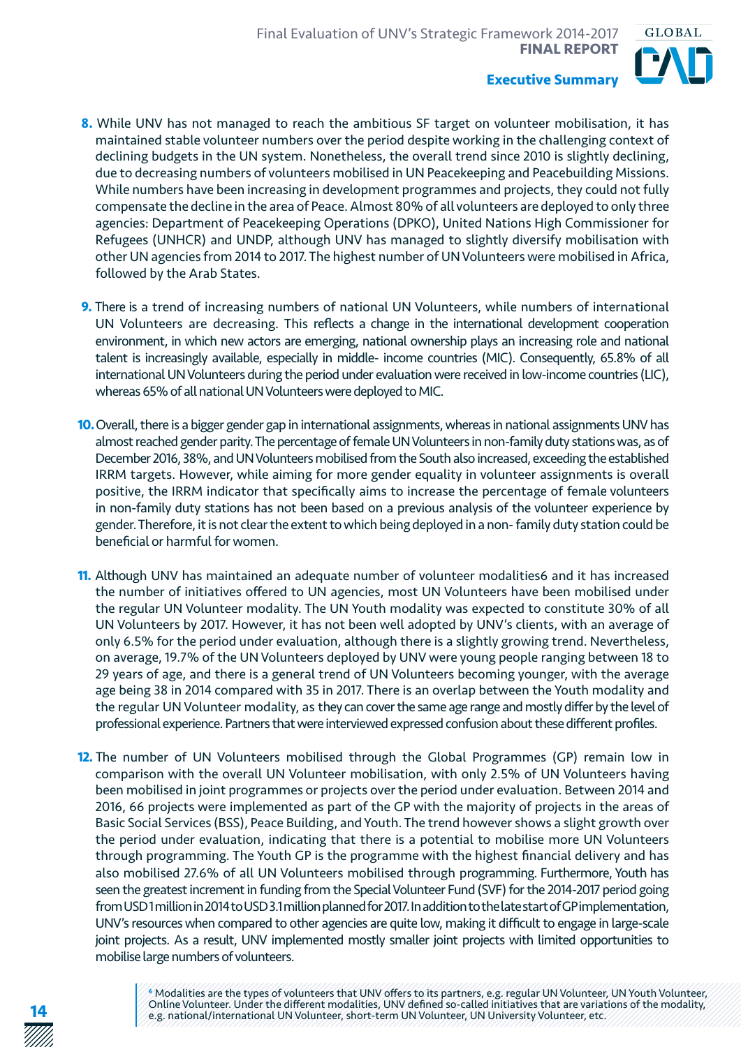8. While UNV has not managed to reach the ambitious SF target on volunteer mobilisation, it has maintained stable volunteer numbers over the period despite working in the challenging context of declining budgets in the UN system. Nonetheless, the overall trend since 2010 is slightly declining, due to decreasing numbers of volunteers mobilised in UN Peacekeeping and Peacebuilding Missions. While numbers have been increasing in development programmes and projects, they could not fully compensate the decline in the area of Peace. Almost 80% of all volunteers are deployed to only three agencies: Department of Peacekeeping Operations (DPKO), United Nations High Commissioner for Refugees (UNHCR) and UNDP, although UNV has managed to slightly diversify mobilisation with other UN agencies from 2014 to 2017. The highest number of UN Volunteers were mobilised in Africa, followed by the Arab States.

9. There is a trend of increasing numbers of national UN Volunteers, while numbers of international UN Volunteers are decreasing. This reflects a change in the international development cooperation environment, in which new actors are emerging, national ownership plays an increasing role and national talent is increasingly available, especially in middle- income countries (MIC). Consequently, 65.8% of all international UN Volunteers during the period under evaluation were received in low-income countries (LIC), whereas 65% of all national UN Volunteers were deployed to MIC.

10. Overall, there is a bigger gender gap in international assignments, whereas in national assignments UNV has almost reached gender parity. The percentage of female UN Volunteers in non-family duty stations was, as of December 2016, 38%, and UN Volunteers mobilised from the South also increased, exceeding the established IRRM targets. However, while aiming for more gender equality in volunteer assignments is overall positive, the IRRM indicator that specifically aims to increase the percentage of female volunteers in non-family duty stations has not been based on a previous analysis of the volunteer experience by gender. Therefore, it is not clear the extent to which being deployed in a non- family duty station could be beneficial or harmful for women.

11. Although UNV has maintained an adequate number of volunteer modalities[6] and it has increased the number of initiatives offered to UN agencies, most UN Volunteers have been mobilised under the regular UN Volunteer modality. The UN Youth modality was expected to constitute 30% of all UN Volunteers by 2017. However, it has not been well adopted by UNV's clients, with an average of only 6.5% for the period under evaluation, although there is a slightly growing trend. Nevertheless, on average, 19.7% of the UN Volunteers deployed by UNV were young people ranging between 18 to 29 years of age, and there is a general trend of UN Volunteers becoming younger, with the average age being 38 in 2014 compared with 35 in 2017. There is an overlap between the Youth modality and the regular UN Volunteer modality, as they can cover the same age range and mostly differ by the level of professional experience. Partners that were interviewed expressed confusion about these different profiles.

12. The number of UN Volunteers mobilised through the Global Programmes (GP) remain low in comparison with the overall UN Volunteer mobilisation, with only 2.5% of UN Volunteers having been mobilised in joint programmes or projects over the period under evaluation. Between 2014 and 2016, 66 projects were implemented as part of the GP with the majority of projects in the areas of Basic Social Services (BSS), Peace Building, and Youth. The trend however shows a slight growth over the period under evaluation, indicating that there is a potential to mobilise more UN Volunteers through programming. The Youth GP is the programme with the highest financial delivery and has also mobilised 27.6% of all UN Volunteers mobilised through programming. Furthermore, Youth has seen the greatest increment in funding from the Special Volunteer Fund (SVF) for the 2014-2017 period going from USD 1 million in 2014 to USD 3.1 million planned for 2017. In addition to the late start of GP implementation, UNV's resources when compared to other agencies are quite low, making it difficult to engage in large-scale joint projects. As a result, UNV implemented mostly smaller joint projects with limited opportunities to mobilise large numbers of volunteers.

[6] Modalities are the types of volunteers that UNV offers to its partners, e.g. regular UN Volunteer, UN Youth Volunteer, Online Volunteer. Under the different modalities, UNV defined so-called initiatives that are variations of the modality, e.g. national/international UN Volunteer, short-term UN Volunteer, UN University Volunteer, etc.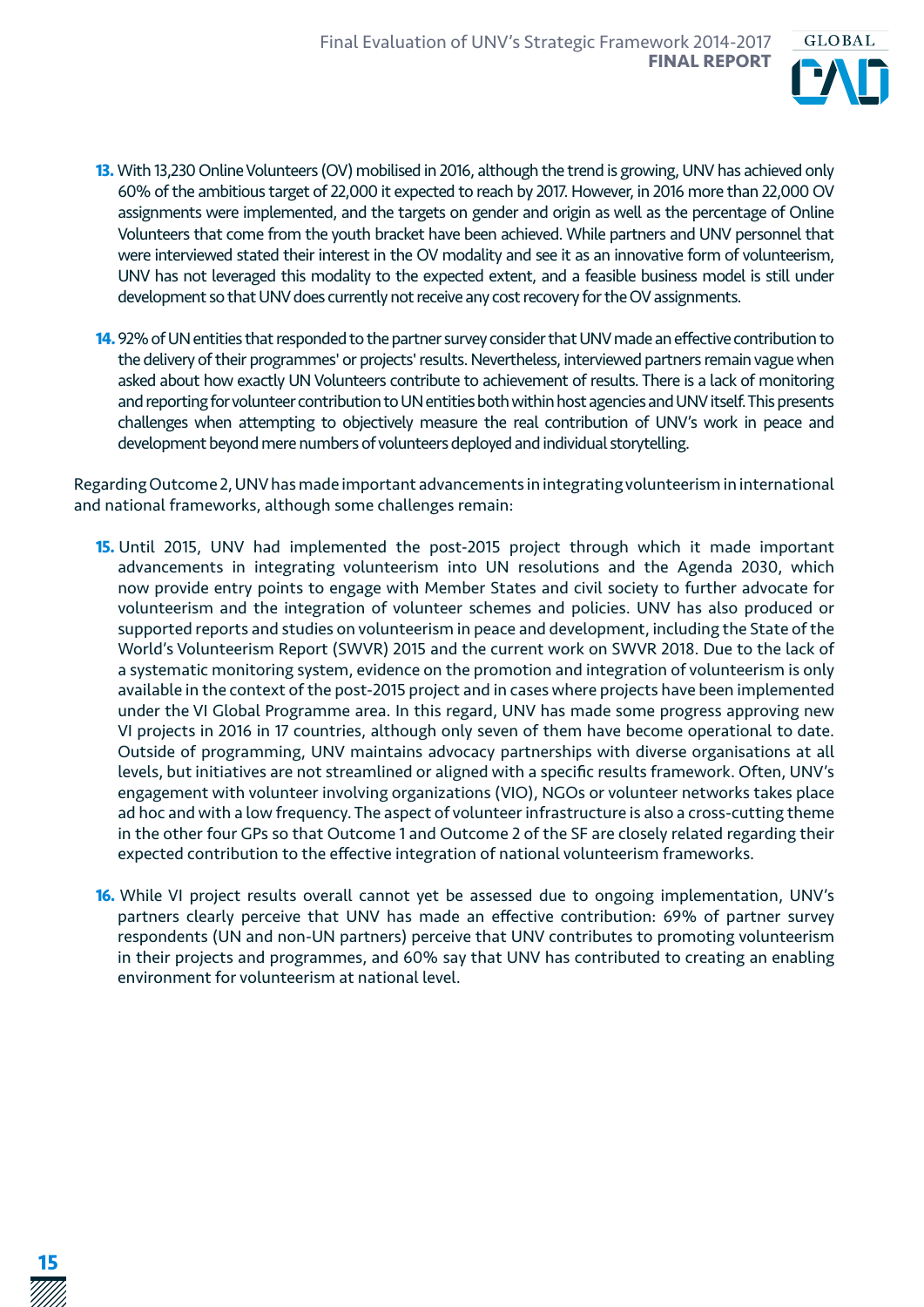**13.** With 13,230 Online Volunteers (OV) mobilised in 2016, although the trend is growing, UNV has achieved only 60% of the ambitious target of 22,000 it expected to reach by 2017. However, in 2016 more than 22,000 OV assignments were implemented, and the targets on gender and origin as well as the percentage of Online Volunteers that come from the youth bracket have been achieved. While partners and UNV personnel that were interviewed stated their interest in the OV modality and see it as an innovative form of volunteerism, UNV has not leveraged this modality to the expected extent, and a feasible business model is still under development so that UNV does currently not receive any cost recovery for the OV assignments.

**14.** 92% of UN entities that responded to the partner survey consider that UNV made an effective contribution to the delivery of their programmes' or projects' results. Nevertheless, interviewed partners remain vague when asked about how exactly UN Volunteers contribute to achievement of results. There is a lack of monitoring and reporting for volunteer contribution to UN entities both within host agencies and UNV itself. This presents challenges when attempting to objectively measure the real contribution of UNV's work in peace and development beyond mere numbers of volunteers deployed and individual storytelling.

Regarding Outcome 2, UNV has made important advancements in integrating volunteerism in international and national frameworks, although some challenges remain:

**15.** Until 2015, UNV had implemented the post-2015 project through which it made important advancements in integrating volunteerism into UN resolutions and the Agenda 2030, which now provide entry points to engage with Member States and civil society to further advocate for volunteerism and the integration of volunteer schemes and policies. UNV has also produced or supported reports and studies on volunteerism in peace and development, including the State of the World's Volunteerism Report (SWVR) 2015 and the current work on SWVR 2018. Due to the lack of a systematic monitoring system, evidence on the promotion and integration of volunteerism is only available in the context of the post-2015 project and in cases where projects have been implemented under the VI Global Programme area. In this regard, UNV has made some progress approving new VI projects in 2016 in 17 countries, although only seven of them have become operational to date. Outside of programming, UNV maintains advocacy partnerships with diverse organisations at all levels, but initiatives are not streamlined or aligned with a specific results framework. Often, UNV's engagement with volunteer involving organizations (VIO), NGOs or volunteer networks takes place ad hoc and with a low frequency. The aspect of volunteer infrastructure is also a cross-cutting theme in the other four GPs so that Outcome 1 and Outcome 2 of the SF are closely related regarding their expected contribution to the effective integration of national volunteerism frameworks.

**16.** While VI project results overall cannot yet be assessed due to ongoing implementation, UNV's partners clearly perceive that UNV has made an effective contribution: 69% of partner survey respondents (UN and non-UN partners) perceive that UNV contributes to promoting volunteerism in their projects and programmes, and 60% say that UNV has contributed to creating an enabling environment for volunteerism at national level.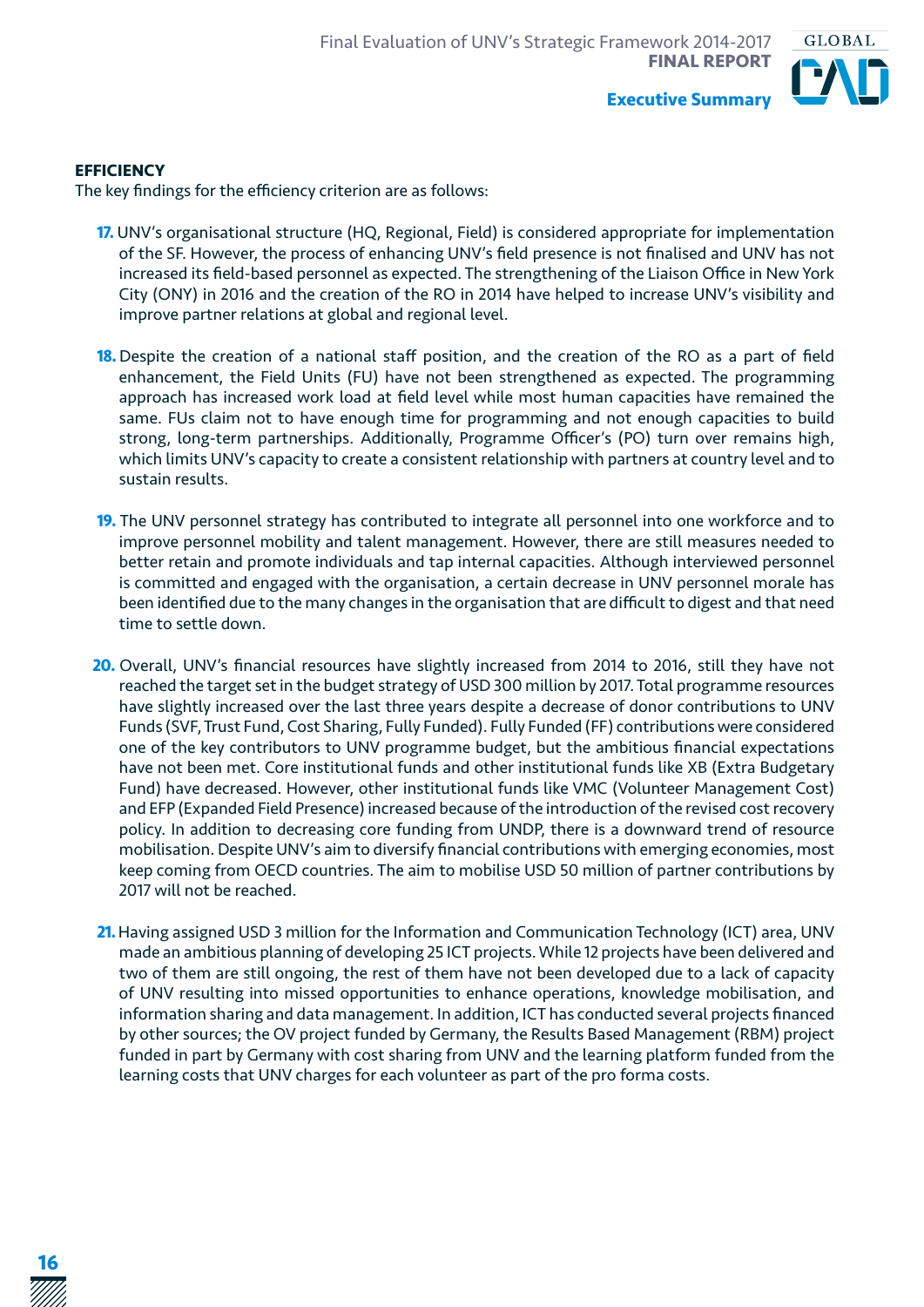**EFFICIENCY**

The key findings for the efficiency criterion are as follows:

17. UNV's organisational structure (HQ, Regional, Field) is considered appropriate for implementation of the SF. However, the process of enhancing UNV's field presence is not finalised and UNV has not increased its field-based personnel as expected. The strengthening of the Liaison Office in New York City (ONY) in 2016 and the creation of the RO in 2014 have helped to increase UNV's visibility and improve partner relations at global and regional level.

18. Despite the creation of a national staff position, and the creation of the RO as a part of field enhancement, the Field Units (FU) have not been strengthened as expected. The programming approach has increased work load at field level while most human capacities have remained the same. FUs claim not to have enough time for programming and not enough capacities to build strong, long-term partnerships. Additionally, Programme Officer's (PO) turn over remains high, which limits UNV's capacity to create a consistent relationship with partners at country level and to sustain results.

19. The UNV personnel strategy has contributed to integrate all personnel into one workforce and to improve personnel mobility and talent management. However, there are still measures needed to better retain and promote individuals and tap internal capacities. Although interviewed personnel is committed and engaged with the organisation, a certain decrease in UNV personnel morale has been identified due to the many changes in the organisation that are difficult to digest and that need time to settle down.

20. Overall, UNV's financial resources have slightly increased from 2014 to 2016, still they have not reached the target set in the budget strategy of USD 300 million by 2017. Total programme resources have slightly increased over the last three years despite a decrease of donor contributions to UNV Funds (SVF, Trust Fund, Cost Sharing, Fully Funded). Fully Funded (FF) contributions were considered one of the key contributors to UNV programme budget, but the ambitious financial expectations have not been met. Core institutional funds and other institutional funds like XB (Extra Budgetary Fund) have decreased. However, other institutional funds like VMC (Volunteer Management Cost) and EFP (Expanded Field Presence) increased because of the introduction of the revised cost recovery policy. In addition to decreasing core funding from UNDP, there is a downward trend of resource mobilisation. Despite UNV's aim to diversify financial contributions with emerging economies, most keep coming from OECD countries. The aim to mobilise USD 50 million of partner contributions by 2017 will not be reached.

21. Having assigned USD 3 million for the Information and Communication Technology (ICT) area, UNV made an ambitious planning of developing 25 ICT projects. While 12 projects have been delivered and two of them are still ongoing, the rest of them have not been developed due to a lack of capacity of UNV resulting into missed opportunities to enhance operations, knowledge mobilisation, and information sharing and data management. In addition, ICT has conducted several projects financed by other sources; the OV project funded by Germany, the Results Based Management (RBM) project funded in part by Germany with cost sharing from UNV and the learning platform funded from the learning costs that UNV charges for each volunteer as part of the pro forma costs.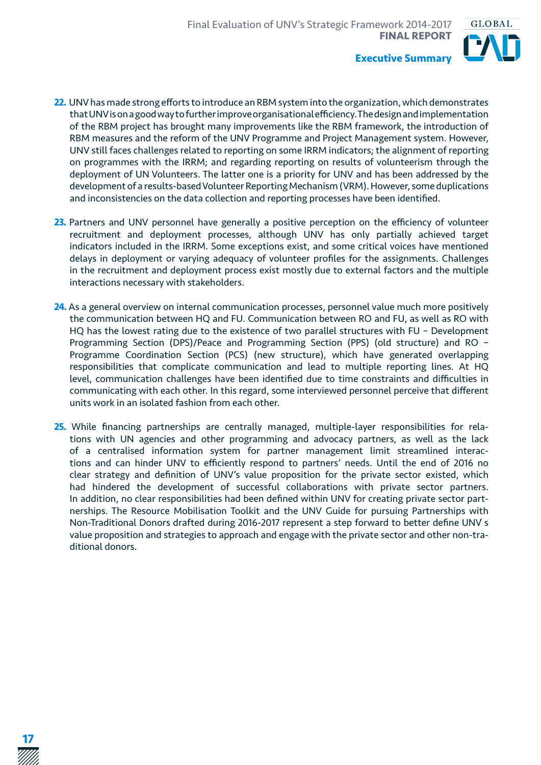**22.** UNV has made strong efforts to introduce an RBM system into the organization, which demonstrates that UNV is on a good way to further improve organisational efficiency. The design and implementation of the RBM project has brought many improvements like the RBM framework, the introduction of RBM measures and the reform of the UNV Programme and Project Management system. However, UNV still faces challenges related to reporting on some IRRM indicators; the alignment of reporting on programmes with the IRRM; and regarding reporting on results of volunteerism through the deployment of UN Volunteers. The latter one is a priority for UNV and has been addressed by the development of a results-based Volunteer Reporting Mechanism (VRM). However, some duplications and inconsistencies on the data collection and reporting processes have been identified.

**23.** Partners and UNV personnel have generally a positive perception on the efficiency of volunteer recruitment and deployment processes, although UNV has only partially achieved target indicators included in the IRRM. Some exceptions exist, and some critical voices have mentioned delays in deployment or varying adequacy of volunteer profiles for the assignments. Challenges in the recruitment and deployment process exist mostly due to external factors and the multiple interactions necessary with stakeholders.

**24.** As a general overview on internal communication processes, personnel value much more positively the communication between HQ and FU. Communication between RO and FU, as well as RO with HQ has the lowest rating due to the existence of two parallel structures with FU – Development Programming Section (DPS)/Peace and Programming Section (PPS) (old structure) and RO – Programme Coordination Section (PCS) (new structure), which have generated overlapping responsibilities that complicate communication and lead to multiple reporting lines. At HQ level, communication challenges have been identified due to time constraints and difficulties in communicating with each other. In this regard, some interviewed personnel perceive that different units work in an isolated fashion from each other.

**25.** While financing partnerships are centrally managed, multiple-layer responsibilities for relations with UN agencies and other programming and advocacy partners, as well as the lack of a centralised information system for partner management limit streamlined interactions and can hinder UNV to efficiently respond to partners' needs. Until the end of 2016 no clear strategy and definition of UNV's value proposition for the private sector existed, which had hindered the development of successful collaborations with private sector partners. In addition, no clear responsibilities had been defined within UNV for creating private sector partnerships. The Resource Mobilisation Toolkit and the UNV Guide for pursuing Partnerships with Non-Traditional Donors drafted during 2016-2017 represent a step forward to better define UNV s value proposition and strategies to approach and engage with the private sector and other non-traditional donors.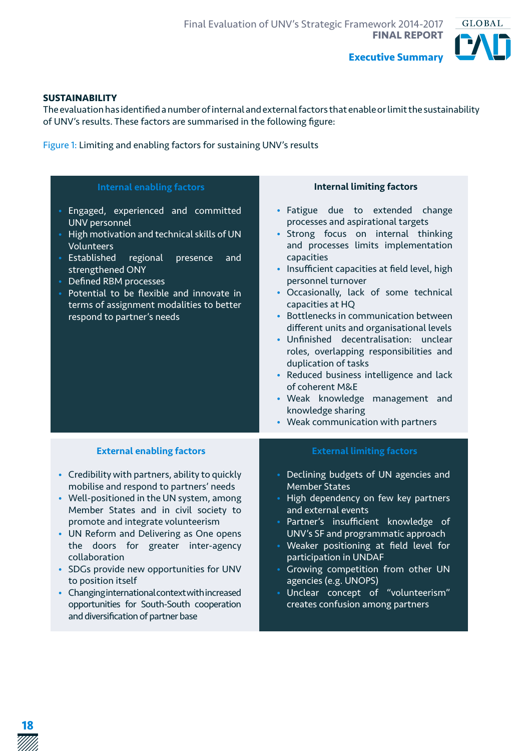## SUSTAINABILITY

The evaluation has identified a number of internal and external factors that enable or limit the sustainability of UNV's results. These factors are summarised in the following figure:

Figure 1: Limiting and enabling factors for sustaining UNV's results

| Internal enabling factors | Internal limiting factors |
|---|---|
| • Engaged, experienced and committed UNV personnel<br>• High motivation and technical skills of UN Volunteers<br>• Established regional presence and strengthened ONY<br>• Defined RBM processes<br>• Potential to be flexible and innovate in terms of assignment modalities to better respond to partner's needs | • Fatigue due to extended change processes and aspirational targets<br>• Strong focus on internal thinking and processes limits implementation capacities<br>• Insufficient capacities at field level, high personnel turnover<br>• Occasionally, lack of some technical capacities at HQ<br>• Bottlenecks in communication between different units and organisational levels<br>• Unfinished decentralisation: unclear roles, overlapping responsibilities and duplication of tasks<br>• Reduced business intelligence and lack of coherent M&E<br>• Weak knowledge management and knowledge sharing<br>• Weak communication with partners |
| **External enabling factors** | **External limiting factors** |
| • Credibility with partners, ability to quickly mobilise and respond to partners' needs<br>• Well-positioned in the UN system, among Member States and in civil society to promote and integrate volunteerism<br>• UN Reform and Delivering as One opens the doors for greater inter-agency collaboration<br>• SDGs provide new opportunities for UNV to position itself<br>• Changing international context with increased opportunities for South-South cooperation and diversification of partner base | • Declining budgets of UN agencies and Member States<br>• High dependency on few key partners and external events<br>• Partner's insufficient knowledge of UNV's SF and programmatic approach<br>• Weaker positioning at field level for participation in UNDAF<br>• Growing competition from other UN agencies (e.g. UNOPS)<br>• Unclear concept of "volunteerism" creates confusion among partners |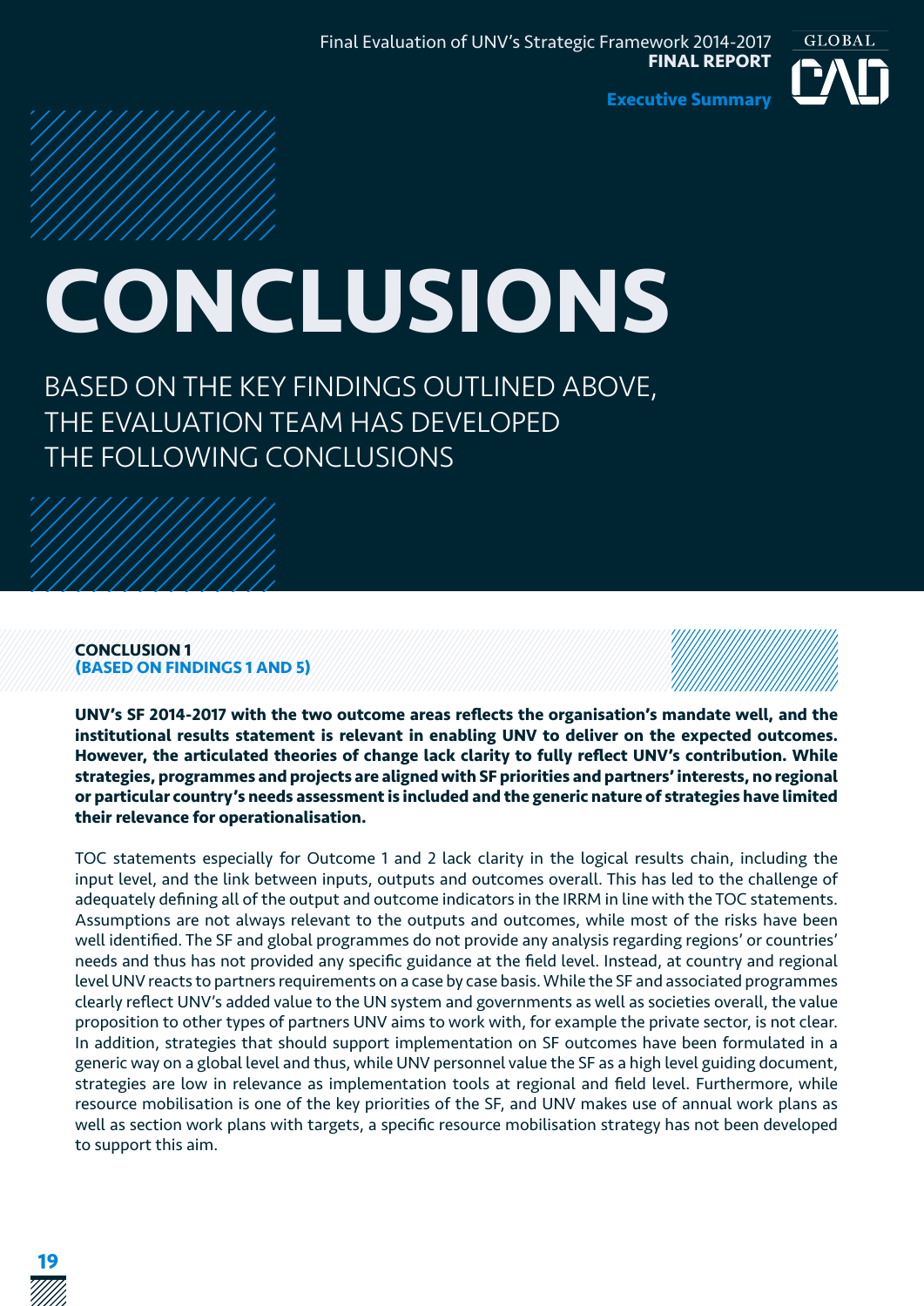# CONCLUSIONS

BASED ON THE KEY FINDINGS OUTLINED ABOVE, THE EVALUATION TEAM HAS DEVELOPED THE FOLLOWING CONCLUSIONS

### CONCLUSION 1
### (BASED ON FINDINGS 1 AND 5)

**UNV's SF 2014-2017 with the two outcome areas reflects the organisation's mandate well, and the institutional results statement is relevant in enabling UNV to deliver on the expected outcomes. However, the articulated theories of change lack clarity to fully reflect UNV's contribution. While strategies, programmes and projects are aligned with SF priorities and partners' interests, no regional or particular country's needs assessment is included and the generic nature of strategies have limited their relevance for operationalisation.**

TOC statements especially for Outcome 1 and 2 lack clarity in the logical results chain, including the input level, and the link between inputs, outputs and outcomes overall. This has led to the challenge of adequately defining all of the output and outcome indicators in the IRRM in line with the TOC statements. Assumptions are not always relevant to the outputs and outcomes, while most of the risks have been well identified. The SF and global programmes do not provide any analysis regarding regions' or countries' needs and thus has not provided any specific guidance at the field level. Instead, at country and regional level UNV reacts to partners requirements on a case by case basis. While the SF and associated programmes clearly reflect UNV's added value to the UN system and governments as well as societies overall, the value proposition to other types of partners UNV aims to work with, for example the private sector, is not clear. In addition, strategies that should support implementation on SF outcomes have been formulated in a generic way on a global level and thus, while UNV personnel value the SF as a high level guiding document, strategies are low in relevance as implementation tools at regional and field level. Furthermore, while resource mobilisation is one of the key priorities of the SF, and UNV makes use of annual work plans as well as section work plans with targets, a specific resource mobilisation strategy has not been developed to support this aim.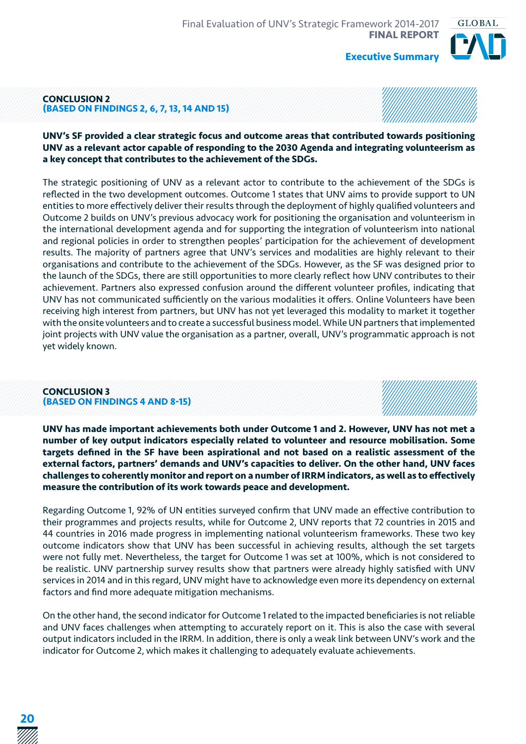## CONCLUSION 2
### (BASED ON FINDINGS 2, 6, 7, 13, 14 AND 15)

**UNV's SF provided a clear strategic focus and outcome areas that contributed towards positioning UNV as a relevant actor capable of responding to the 2030 Agenda and integrating volunteerism as a key concept that contributes to the achievement of the SDGs.**

The strategic positioning of UNV as a relevant actor to contribute to the achievement of the SDGs is reflected in the two development outcomes. Outcome 1 states that UNV aims to provide support to UN entities to more effectively deliver their results through the deployment of highly qualified volunteers and Outcome 2 builds on UNV's previous advocacy work for positioning the organisation and volunteerism in the international development agenda and for supporting the integration of volunteerism into national and regional policies in order to strengthen peoples' participation for the achievement of development results. The majority of partners agree that UNV's services and modalities are highly relevant to their organisations and contribute to the achievement of the SDGs. However, as the SF was designed prior to the launch of the SDGs, there are still opportunities to more clearly reflect how UNV contributes to their achievement. Partners also expressed confusion around the different volunteer profiles, indicating that UNV has not communicated sufficiently on the various modalities it offers. Online Volunteers have been receiving high interest from partners, but UNV has not yet leveraged this modality to market it together with the onsite volunteers and to create a successful business model. While UN partners that implemented joint projects with UNV value the organisation as a partner, overall, UNV's programmatic approach is not yet widely known.

## CONCLUSION 3
### (BASED ON FINDINGS 4 AND 8-15)

**UNV has made important achievements both under Outcome 1 and 2. However, UNV has not met a number of key output indicators especially related to volunteer and resource mobilisation. Some targets defined in the SF have been aspirational and not based on a realistic assessment of the external factors, partners' demands and UNV's capacities to deliver. On the other hand, UNV faces challenges to coherently monitor and report on a number of IRRM indicators, as well as to effectively measure the contribution of its work towards peace and development.**

Regarding Outcome 1, 92% of UN entities surveyed confirm that UNV made an effective contribution to their programmes and projects results, while for Outcome 2, UNV reports that 72 countries in 2015 and 44 countries in 2016 made progress in implementing national volunteerism frameworks. These two key outcome indicators show that UNV has been successful in achieving results, although the set targets were not fully met. Nevertheless, the target for Outcome 1 was set at 100%, which is not considered to be realistic. UNV partnership survey results show that partners were already highly satisfied with UNV services in 2014 and in this regard, UNV might have to acknowledge even more its dependency on external factors and find more adequate mitigation mechanisms.

On the other hand, the second indicator for Outcome 1 related to the impacted beneficiaries is not reliable and UNV faces challenges when attempting to accurately report on it. This is also the case with several output indicators included in the IRRM. In addition, there is only a weak link between UNV's work and the indicator for Outcome 2, which makes it challenging to adequately evaluate achievements.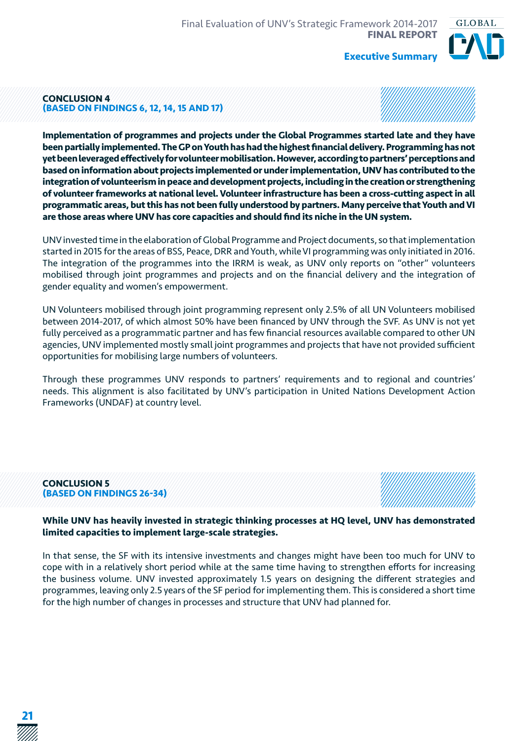## CONCLUSION 4
**(BASED ON FINDINGS 6, 12, 14, 15 AND 17)**

**Implementation of programmes and projects under the Global Programmes started late and they have been partially implemented. The GP on Youth has had the highest financial delivery. Programming has not yet been leveraged effectively for volunteer mobilisation. However, according to partners' perceptions and based on information about projects implemented or under implementation, UNV has contributed to the integration of volunteerism in peace and development projects, including in the creation or strengthening of volunteer frameworks at national level. Volunteer infrastructure has been a cross-cutting aspect in all programmatic areas, but this has not been fully understood by partners. Many perceive that Youth and VI are those areas where UNV has core capacities and should find its niche in the UN system.**

UNV invested time in the elaboration of Global Programme and Project documents, so that implementation started in 2015 for the areas of BSS, Peace, DRR and Youth, while VI programming was only initiated in 2016. The integration of the programmes into the IRRM is weak, as UNV only reports on "other" volunteers mobilised through joint programmes and projects and on the financial delivery and the integration of gender equality and women's empowerment.

UN Volunteers mobilised through joint programming represent only 2.5% of all UN Volunteers mobilised between 2014-2017, of which almost 50% have been financed by UNV through the SVF. As UNV is not yet fully perceived as a programmatic partner and has few financial resources available compared to other UN agencies, UNV implemented mostly small joint programmes and projects that have not provided sufficient opportunities for mobilising large numbers of volunteers.

Through these programmes UNV responds to partners' requirements and to regional and countries' needs. This alignment is also facilitated by UNV's participation in United Nations Development Action Frameworks (UNDAF) at country level.

## CONCLUSION 5
**(BASED ON FINDINGS 26-34)**

**While UNV has heavily invested in strategic thinking processes at HQ level, UNV has demonstrated limited capacities to implement large-scale strategies.**

In that sense, the SF with its intensive investments and changes might have been too much for UNV to cope with in a relatively short period while at the same time having to strengthen efforts for increasing the business volume. UNV invested approximately 1.5 years on designing the different strategies and programmes, leaving only 2.5 years of the SF period for implementing them. This is considered a short time for the high number of changes in processes and structure that UNV had planned for.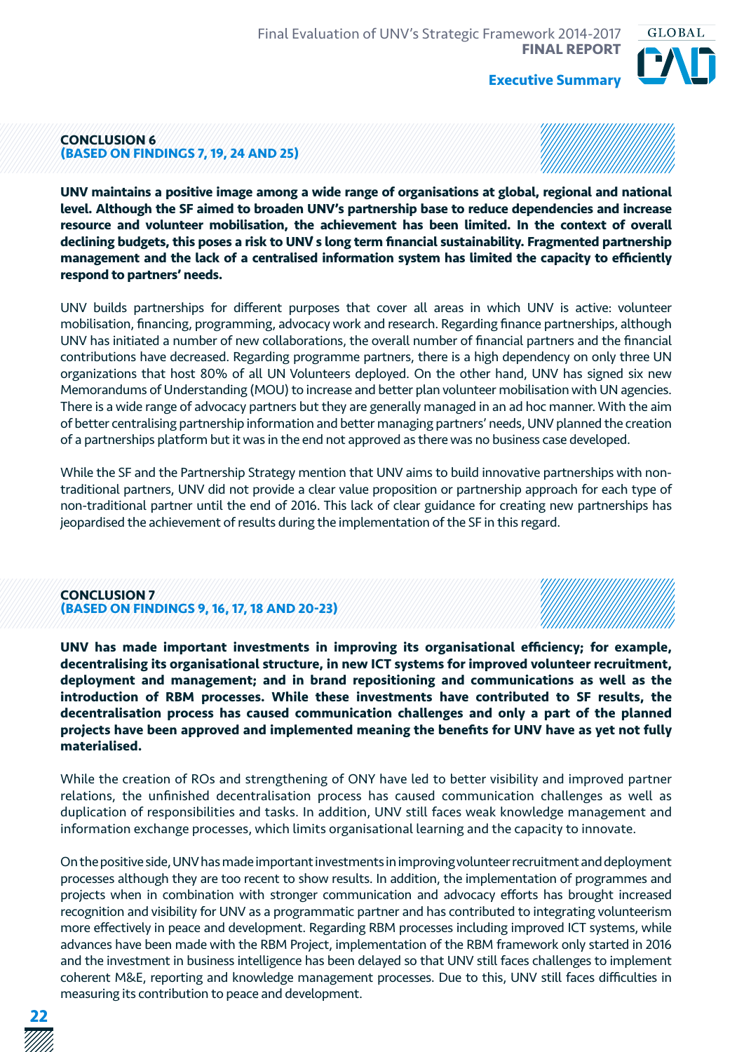## CONCLUSION 6
## (BASED ON FINDINGS 7, 19, 24 AND 25)

**UNV maintains a positive image among a wide range of organisations at global, regional and national level. Although the SF aimed to broaden UNV's partnership base to reduce dependencies and increase resource and volunteer mobilisation, the achievement has been limited. In the context of overall declining budgets, this poses a risk to UNV s long term financial sustainability. Fragmented partnership management and the lack of a centralised information system has limited the capacity to efficiently respond to partners' needs.**

UNV builds partnerships for different purposes that cover all areas in which UNV is active: volunteer mobilisation, financing, programming, advocacy work and research. Regarding finance partnerships, although UNV has initiated a number of new collaborations, the overall number of financial partners and the financial contributions have decreased. Regarding programme partners, there is a high dependency on only three UN organizations that host 80% of all UN Volunteers deployed. On the other hand, UNV has signed six new Memorandums of Understanding (MOU) to increase and better plan volunteer mobilisation with UN agencies. There is a wide range of advocacy partners but they are generally managed in an ad hoc manner. With the aim of better centralising partnership information and better managing partners' needs, UNV planned the creation of a partnerships platform but it was in the end not approved as there was no business case developed.

While the SF and the Partnership Strategy mention that UNV aims to build innovative partnerships with non-traditional partners, UNV did not provide a clear value proposition or partnership approach for each type of non-traditional partner until the end of 2016. This lack of clear guidance for creating new partnerships has jeopardised the achievement of results during the implementation of the SF in this regard.

## CONCLUSION 7
## (BASED ON FINDINGS 9, 16, 17, 18 AND 20-23)

**UNV has made important investments in improving its organisational efficiency; for example, decentralising its organisational structure, in new ICT systems for improved volunteer recruitment, deployment and management; and in brand repositioning and communications as well as the introduction of RBM processes. While these investments have contributed to SF results, the decentralisation process has caused communication challenges and only a part of the planned projects have been approved and implemented meaning the benefits for UNV have as yet not fully materialised.**

While the creation of ROs and strengthening of ONY have led to better visibility and improved partner relations, the unfinished decentralisation process has caused communication challenges as well as duplication of responsibilities and tasks. In addition, UNV still faces weak knowledge management and information exchange processes, which limits organisational learning and the capacity to innovate.

On the positive side, UNV has made important investments in improving volunteer recruitment and deployment processes although they are too recent to show results. In addition, the implementation of programmes and projects when in combination with stronger communication and advocacy efforts has brought increased recognition and visibility for UNV as a programmatic partner and has contributed to integrating volunteerism more effectively in peace and development. Regarding RBM processes including improved ICT systems, while advances have been made with the RBM Project, implementation of the RBM framework only started in 2016 and the investment in business intelligence has been delayed so that UNV still faces challenges to implement coherent M&E, reporting and knowledge management processes. Due to this, UNV still faces difficulties in measuring its contribution to peace and development.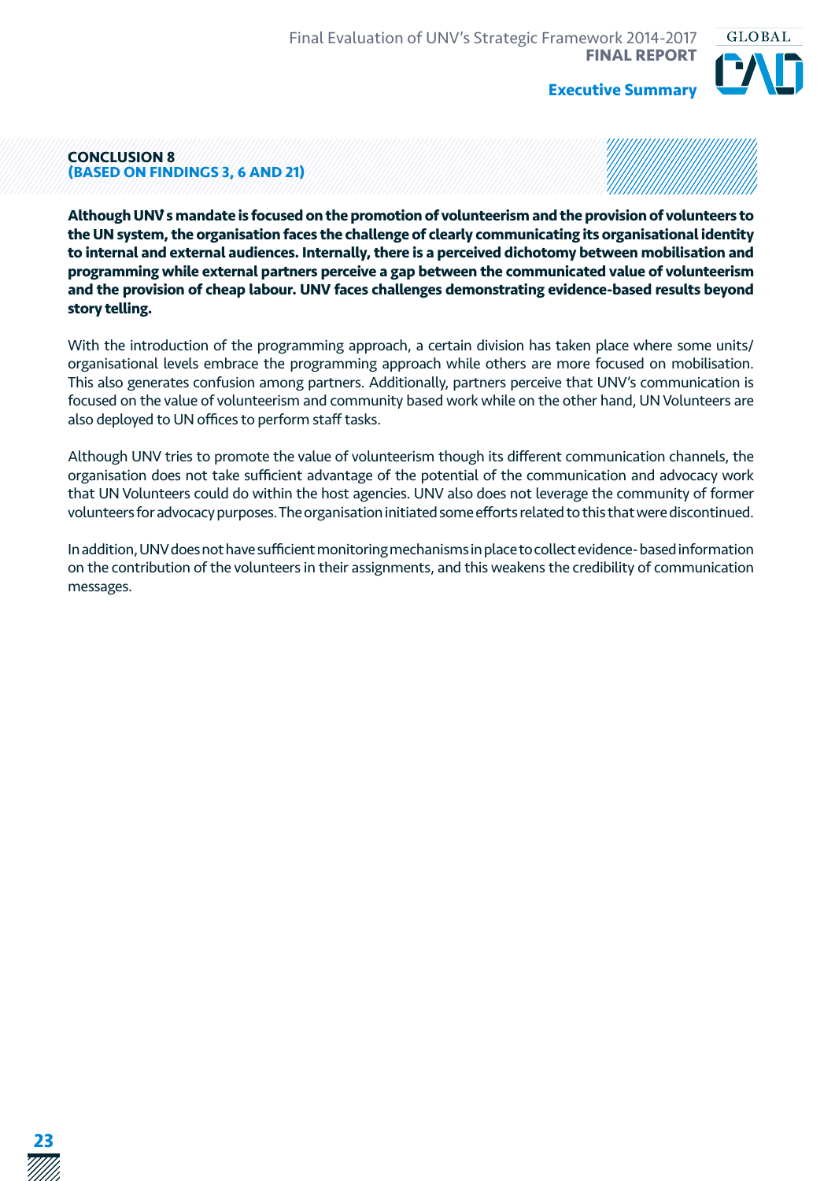## CONCLUSION 8
## (BASED ON FINDINGS 3, 6 AND 21)

**Although UNV s mandate is focused on the promotion of volunteerism and the provision of volunteers to the UN system, the organisation faces the challenge of clearly communicating its organisational identity to internal and external audiences. Internally, there is a perceived dichotomy between mobilisation and programming while external partners perceive a gap between the communicated value of volunteerism and the provision of cheap labour. UNV faces challenges demonstrating evidence-based results beyond story telling.**

With the introduction of the programming approach, a certain division has taken place where some units/ organisational levels embrace the programming approach while others are more focused on mobilisation. This also generates confusion among partners. Additionally, partners perceive that UNV's communication is focused on the value of volunteerism and community based work while on the other hand, UN Volunteers are also deployed to UN offices to perform staff tasks.

Although UNV tries to promote the value of volunteerism though its different communication channels, the organisation does not take sufficient advantage of the potential of the communication and advocacy work that UN Volunteers could do within the host agencies. UNV also does not leverage the community of former volunteers for advocacy purposes. The organisation initiated some efforts related to this that were discontinued.

In addition, UNV does not have sufficient monitoring mechanisms in place to collect evidence- based information on the contribution of the volunteers in their assignments, and this weakens the credibility of communication messages.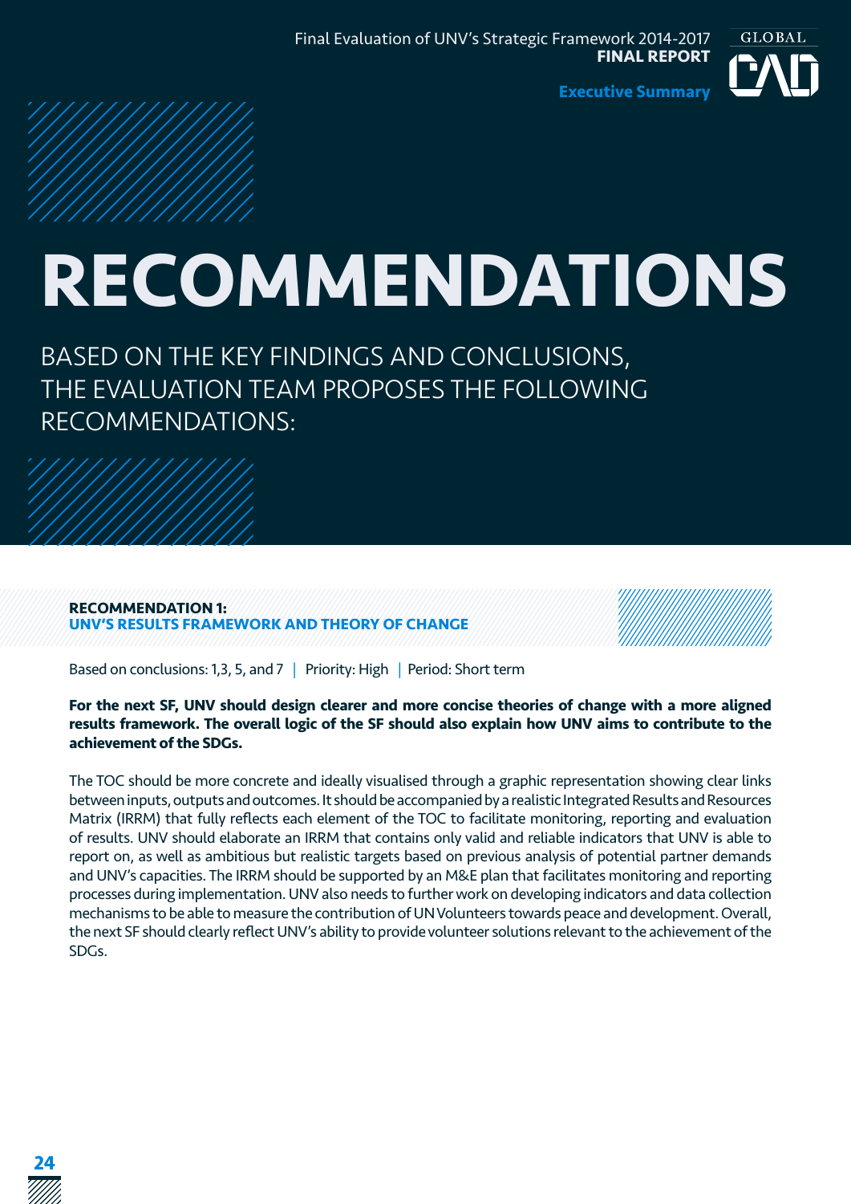# RECOMMENDATIONS

BASED ON THE KEY FINDINGS AND CONCLUSIONS, THE EVALUATION TEAM PROPOSES THE FOLLOWING RECOMMENDATIONS:

## RECOMMENDATION 1: UNV'S RESULTS FRAMEWORK AND THEORY OF CHANGE

Based on conclusions: 1,3, 5, and 7 | Priority: High | Period: Short term

**For the next SF, UNV should design clearer and more concise theories of change with a more aligned results framework. The overall logic of the SF should also explain how UNV aims to contribute to the achievement of the SDGs.**

The TOC should be more concrete and ideally visualised through a graphic representation showing clear links between inputs, outputs and outcomes. It should be accompanied by a realistic Integrated Results and Resources Matrix (IRRM) that fully reflects each element of the TOC to facilitate monitoring, reporting and evaluation of results. UNV should elaborate an IRRM that contains only valid and reliable indicators that UNV is able to report on, as well as ambitious but realistic targets based on previous analysis of potential partner demands and UNV's capacities. The IRRM should be supported by an M&E plan that facilitates monitoring and reporting processes during implementation. UNV also needs to further work on developing indicators and data collection mechanisms to be able to measure the contribution of UN Volunteers towards peace and development. Overall, the next SF should clearly reflect UNV's ability to provide volunteer solutions relevant to the achievement of the SDGs.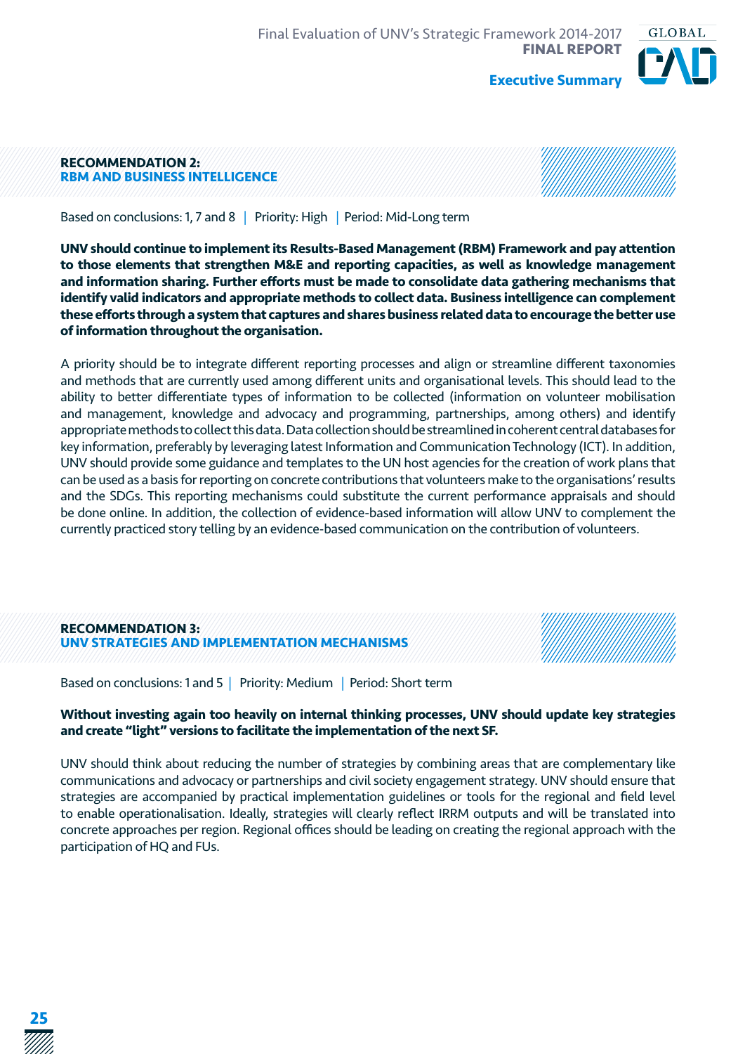## RECOMMENDATION 2: RBM AND BUSINESS INTELLIGENCE

Based on conclusions: 1, 7 and 8 | Priority: High | Period: Mid-Long term

**UNV should continue to implement its Results-Based Management (RBM) Framework and pay attention to those elements that strengthen M&E and reporting capacities, as well as knowledge management and information sharing. Further efforts must be made to consolidate data gathering mechanisms that identify valid indicators and appropriate methods to collect data. Business intelligence can complement these efforts through a system that captures and shares business related data to encourage the better use of information throughout the organisation.**

A priority should be to integrate different reporting processes and align or streamline different taxonomies and methods that are currently used among different units and organisational levels. This should lead to the ability to better differentiate types of information to be collected (information on volunteer mobilisation and management, knowledge and advocacy and programming, partnerships, among others) and identify appropriate methods to collect this data. Data collection should be streamlined in coherent central databases for key information, preferably by leveraging latest Information and Communication Technology (ICT). In addition, UNV should provide some guidance and templates to the UN host agencies for the creation of work plans that can be used as a basis for reporting on concrete contributions that volunteers make to the organisations' results and the SDGs. This reporting mechanisms could substitute the current performance appraisals and should be done online. In addition, the collection of evidence-based information will allow UNV to complement the currently practiced story telling by an evidence-based communication on the contribution of volunteers.

## RECOMMENDATION 3: UNV STRATEGIES AND IMPLEMENTATION MECHANISMS

Based on conclusions: 1 and 5 | Priority: Medium | Period: Short term

**Without investing again too heavily on internal thinking processes, UNV should update key strategies and create "light" versions to facilitate the implementation of the next SF.**

UNV should think about reducing the number of strategies by combining areas that are complementary like communications and advocacy or partnerships and civil society engagement strategy. UNV should ensure that strategies are accompanied by practical implementation guidelines or tools for the regional and field level to enable operationalisation. Ideally, strategies will clearly reflect IRRM outputs and will be translated into concrete approaches per region. Regional offices should be leading on creating the regional approach with the participation of HQ and FUs.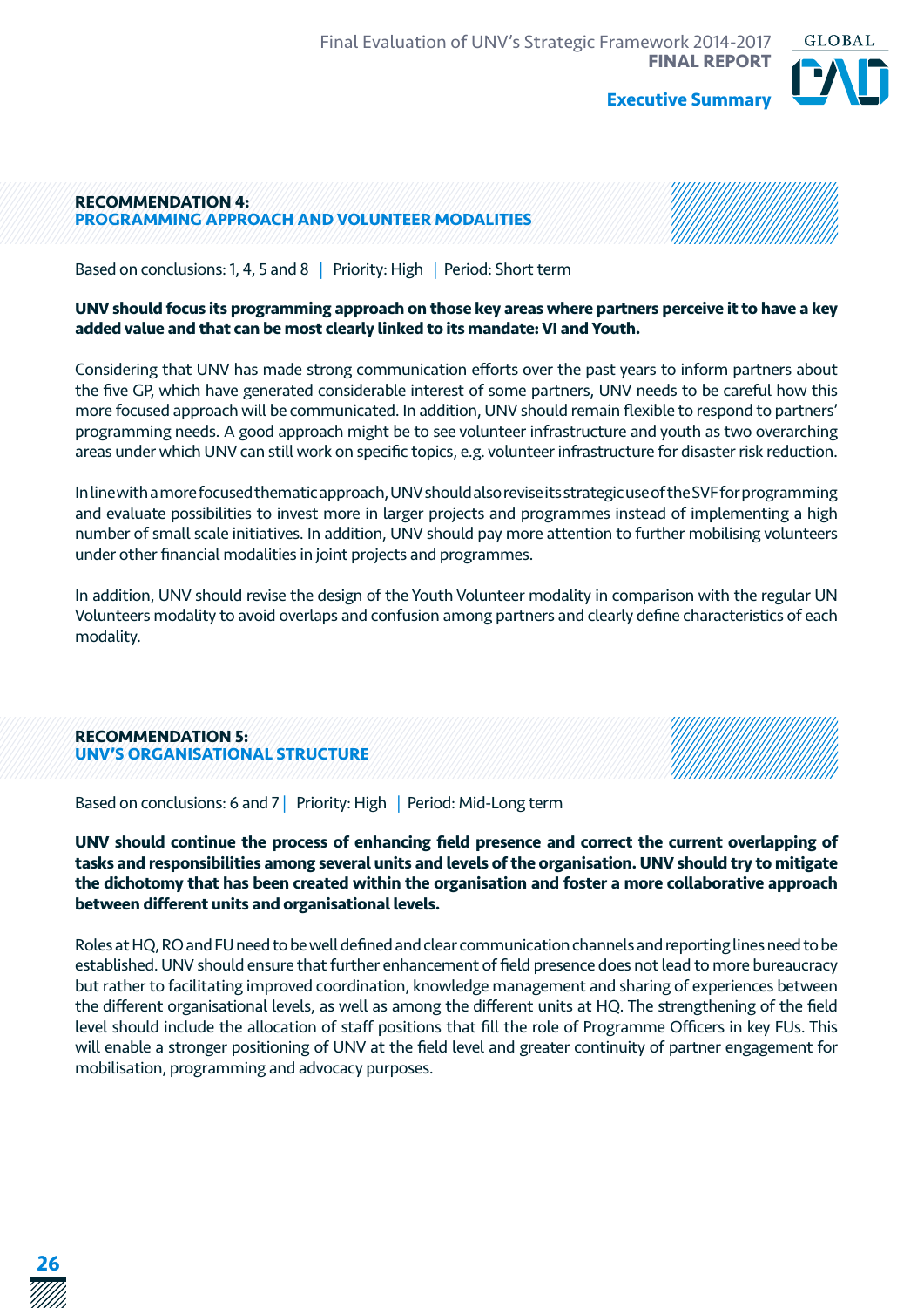## RECOMMENDATION 4: PROGRAMMING APPROACH AND VOLUNTEER MODALITIES

Based on conclusions: 1, 4, 5 and 8 | Priority: High | Period: Short term

**UNV should focus its programming approach on those key areas where partners perceive it to have a key added value and that can be most clearly linked to its mandate: VI and Youth.**

Considering that UNV has made strong communication efforts over the past years to inform partners about the five GP, which have generated considerable interest of some partners, UNV needs to be careful how this more focused approach will be communicated. In addition, UNV should remain flexible to respond to partners' programming needs. A good approach might be to see volunteer infrastructure and youth as two overarching areas under which UNV can still work on specific topics, e.g. volunteer infrastructure for disaster risk reduction.

In line with a more focused thematic approach, UNV should also revise its strategic use of the SVF for programming and evaluate possibilities to invest more in larger projects and programmes instead of implementing a high number of small scale initiatives. In addition, UNV should pay more attention to further mobilising volunteers under other financial modalities in joint projects and programmes.

In addition, UNV should revise the design of the Youth Volunteer modality in comparison with the regular UN Volunteers modality to avoid overlaps and confusion among partners and clearly define characteristics of each modality.

## RECOMMENDATION 5: UNV'S ORGANISATIONAL STRUCTURE

Based on conclusions: 6 and 7 | Priority: High | Period: Mid-Long term

**UNV should continue the process of enhancing field presence and correct the current overlapping of tasks and responsibilities among several units and levels of the organisation. UNV should try to mitigate the dichotomy that has been created within the organisation and foster a more collaborative approach between different units and organisational levels.**

Roles at HQ, RO and FU need to be well defined and clear communication channels and reporting lines need to be established. UNV should ensure that further enhancement of field presence does not lead to more bureaucracy but rather to facilitating improved coordination, knowledge management and sharing of experiences between the different organisational levels, as well as among the different units at HQ. The strengthening of the field level should include the allocation of staff positions that fill the role of Programme Officers in key FUs. This will enable a stronger positioning of UNV at the field level and greater continuity of partner engagement for mobilisation, programming and advocacy purposes.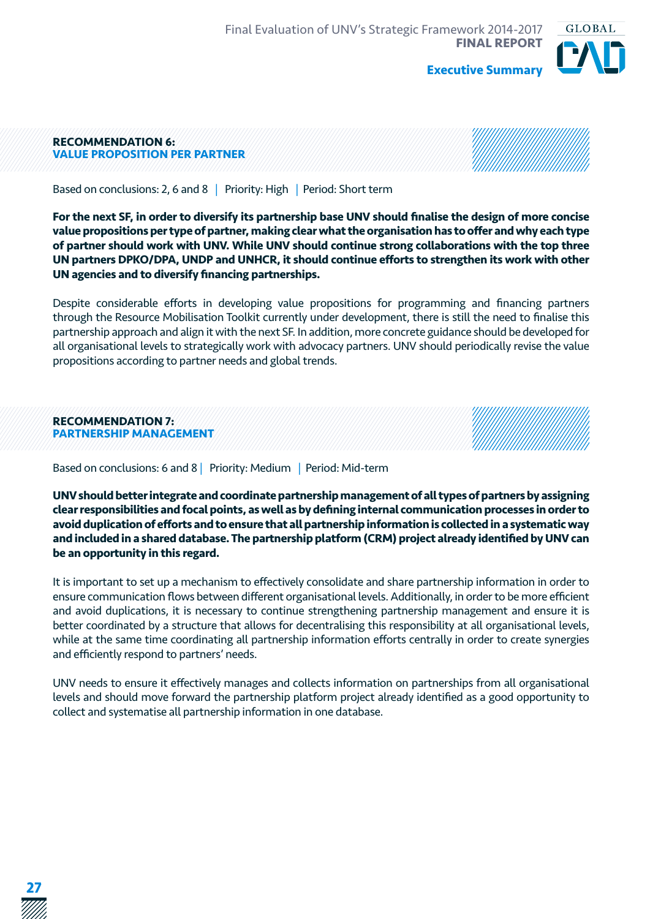## RECOMMENDATION 6: VALUE PROPOSITION PER PARTNER

Based on conclusions: 2, 6 and 8 | Priority: High | Period: Short term

**For the next SF, in order to diversify its partnership base UNV should finalise the design of more concise value propositions per type of partner, making clear what the organisation has to offer and why each type of partner should work with UNV. While UNV should continue strong collaborations with the top three UN partners DPKO/DPA, UNDP and UNHCR, it should continue efforts to strengthen its work with other UN agencies and to diversify financing partnerships.**

Despite considerable efforts in developing value propositions for programming and financing partners through the Resource Mobilisation Toolkit currently under development, there is still the need to finalise this partnership approach and align it with the next SF. In addition, more concrete guidance should be developed for all organisational levels to strategically work with advocacy partners. UNV should periodically revise the value propositions according to partner needs and global trends.

## RECOMMENDATION 7: PARTNERSHIP MANAGEMENT

Based on conclusions: 6 and 8 | Priority: Medium | Period: Mid-term

**UNV should better integrate and coordinate partnership management of all types of partners by assigning clear responsibilities and focal points, as well as by defining internal communication processes in order to avoid duplication of efforts and to ensure that all partnership information is collected in a systematic way and included in a shared database. The partnership platform (CRM) project already identified by UNV can be an opportunity in this regard.**

It is important to set up a mechanism to effectively consolidate and share partnership information in order to ensure communication flows between different organisational levels. Additionally, in order to be more efficient and avoid duplications, it is necessary to continue strengthening partnership management and ensure it is better coordinated by a structure that allows for decentralising this responsibility at all organisational levels, while at the same time coordinating all partnership information efforts centrally in order to create synergies and efficiently respond to partners' needs.

UNV needs to ensure it effectively manages and collects information on partnerships from all organisational levels and should move forward the partnership platform project already identified as a good opportunity to collect and systematise all partnership information in one database.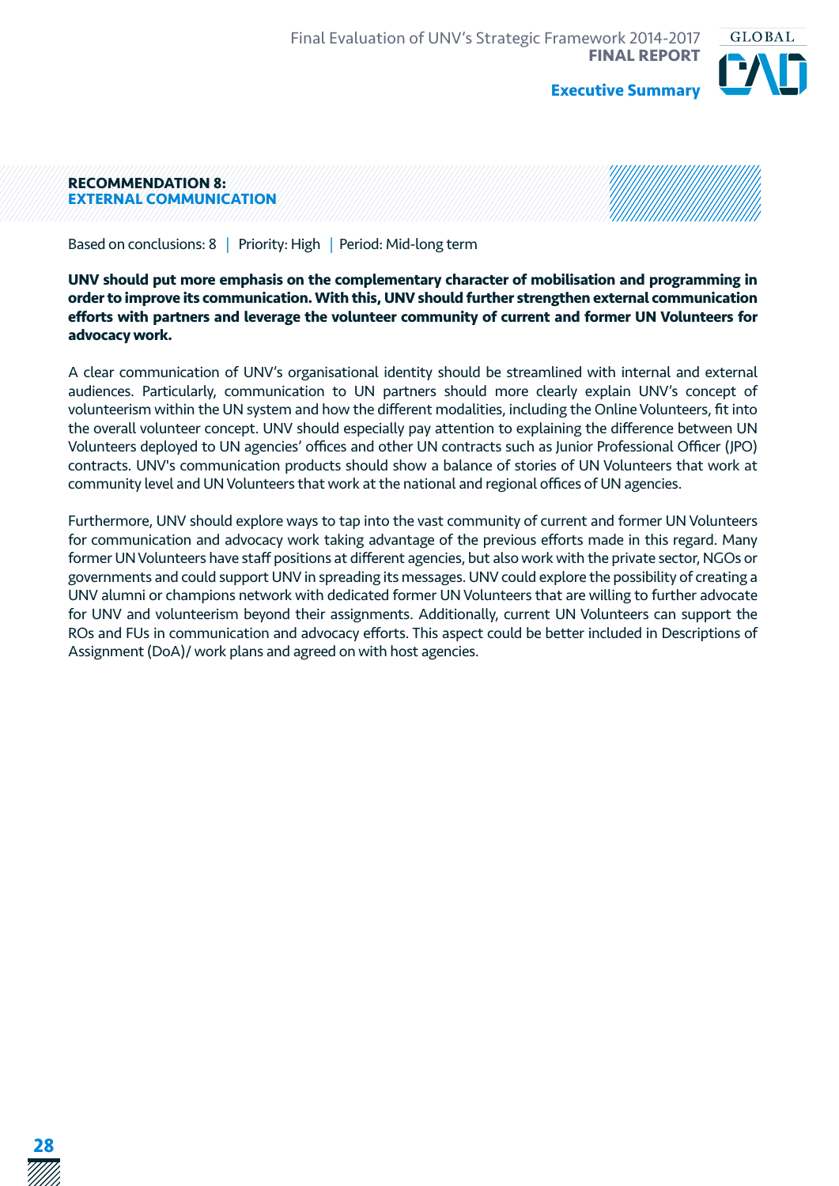## RECOMMENDATION 8:
## EXTERNAL COMMUNICATION

Based on conclusions: 8 | Priority: High | Period: Mid-long term

**UNV should put more emphasis on the complementary character of mobilisation and programming in order to improve its communication. With this, UNV should further strengthen external communication efforts with partners and leverage the volunteer community of current and former UN Volunteers for advocacy work.**

A clear communication of UNV's organisational identity should be streamlined with internal and external audiences. Particularly, communication to UN partners should more clearly explain UNV's concept of volunteerism within the UN system and how the different modalities, including the Online Volunteers, fit into the overall volunteer concept. UNV should especially pay attention to explaining the difference between UN Volunteers deployed to UN agencies' offices and other UN contracts such as Junior Professional Officer (JPO) contracts. UNV's communication products should show a balance of stories of UN Volunteers that work at community level and UN Volunteers that work at the national and regional offices of UN agencies.

Furthermore, UNV should explore ways to tap into the vast community of current and former UN Volunteers for communication and advocacy work taking advantage of the previous efforts made in this regard. Many former UN Volunteers have staff positions at different agencies, but also work with the private sector, NGOs or governments and could support UNV in spreading its messages. UNV could explore the possibility of creating a UNV alumni or champions network with dedicated former UN Volunteers that are willing to further advocate for UNV and volunteerism beyond their assignments. Additionally, current UN Volunteers can support the ROs and FUs in communication and advocacy efforts. This aspect could be better included in Descriptions of Assignment (DoA)/ work plans and agreed on with host agencies.